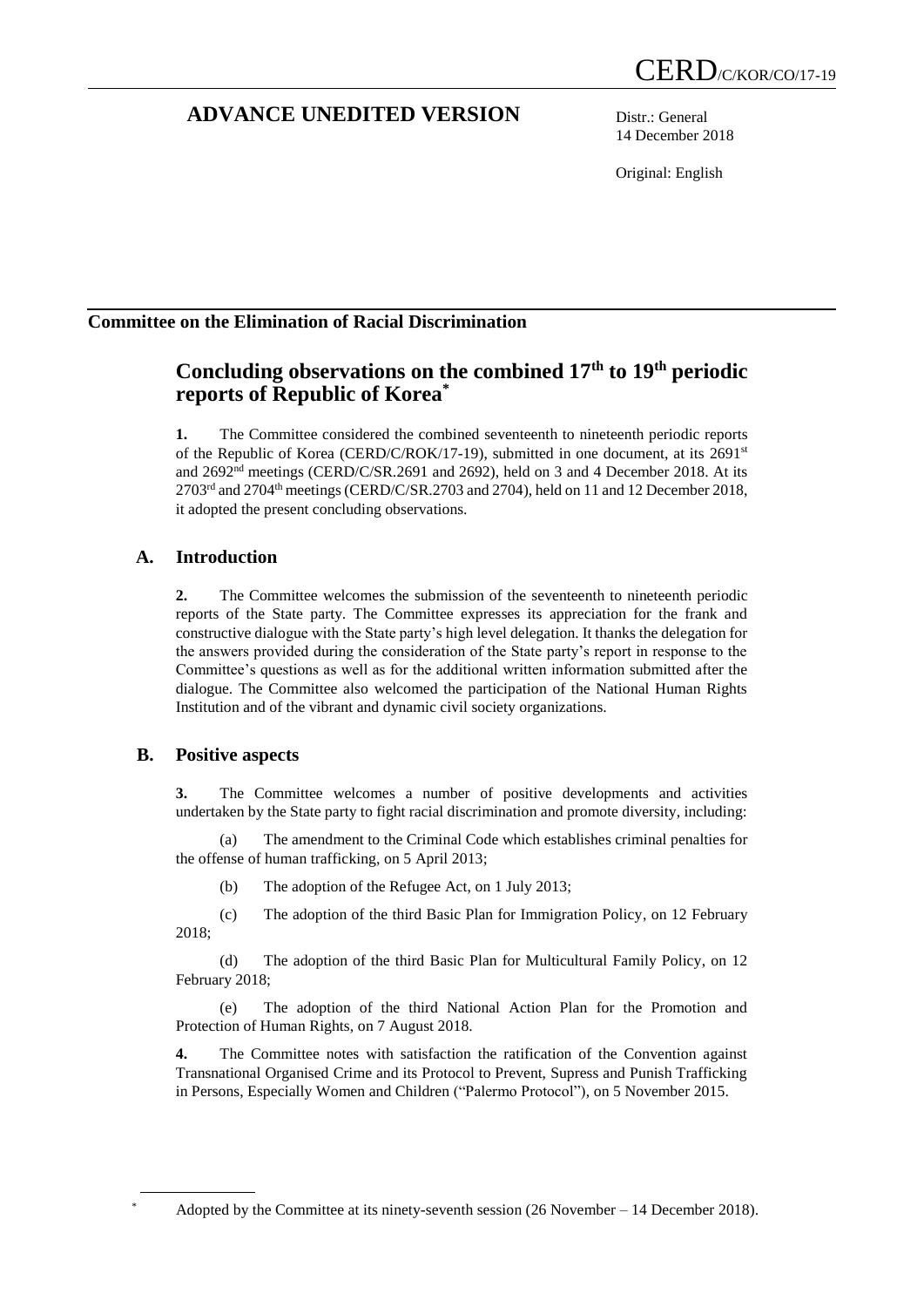CERD/C/KOR/CO/17-19

# ADVANCE UNEDITED VERSION

Distr.: General
14 December 2018

Original: English

**Committee on the Elimination of Racial Discrimination**

## Concluding observations on the combined 17th to 19th periodic reports of Republic of Korea*

**1.** The Committee considered the combined seventeenth to nineteenth periodic reports of the Republic of Korea (CERD/C/ROK/17-19), submitted in one document, at its 2691st and 2692nd meetings (CERD/C/SR.2691 and 2692), held on 3 and 4 December 2018. At its 2703rd and 2704th meetings (CERD/C/SR.2703 and 2704), held on 11 and 12 December 2018, it adopted the present concluding observations.

### A. Introduction

**2.** The Committee welcomes the submission of the seventeenth to nineteenth periodic reports of the State party. The Committee expresses its appreciation for the frank and constructive dialogue with the State party's high level delegation. It thanks the delegation for the answers provided during the consideration of the State party's report in response to the Committee's questions as well as for the additional written information submitted after the dialogue. The Committee also welcomed the participation of the National Human Rights Institution and of the vibrant and dynamic civil society organizations.

### B. Positive aspects

**3.** The Committee welcomes a number of positive developments and activities undertaken by the State party to fight racial discrimination and promote diversity, including:

(a) The amendment to the Criminal Code which establishes criminal penalties for the offense of human trafficking, on 5 April 2013;

(b) The adoption of the Refugee Act, on 1 July 2013;

(c) The adoption of the third Basic Plan for Immigration Policy, on 12 February 2018;

(d) The adoption of the third Basic Plan for Multicultural Family Policy, on 12 February 2018;

(e) The adoption of the third National Action Plan for the Promotion and Protection of Human Rights, on 7 August 2018.

**4.** The Committee notes with satisfaction the ratification of the Convention against Transnational Organised Crime and its Protocol to Prevent, Supress and Punish Trafficking in Persons, Especially Women and Children ("Palermo Protocol"), on 5 November 2015.

* Adopted by the Committee at its ninety-seventh session (26 November – 14 December 2018).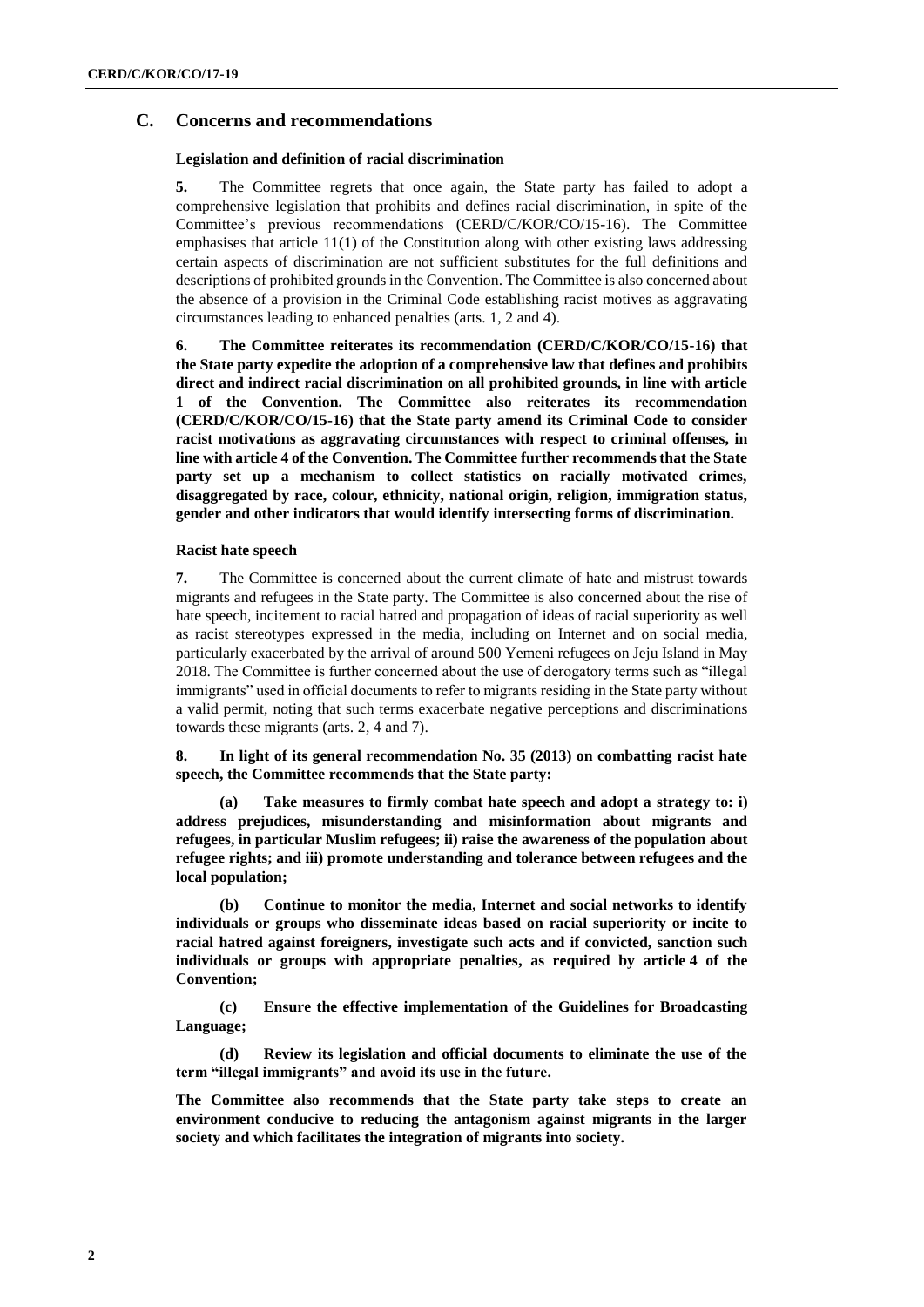## C. Concerns and recommendations

### Legislation and definition of racial discrimination

**5.** The Committee regrets that once again, the State party has failed to adopt a comprehensive legislation that prohibits and defines racial discrimination, in spite of the Committee's previous recommendations (CERD/C/KOR/CO/15-16). The Committee emphasises that article 11(1) of the Constitution along with other existing laws addressing certain aspects of discrimination are not sufficient substitutes for the full definitions and descriptions of prohibited grounds in the Convention. The Committee is also concerned about the absence of a provision in the Criminal Code establishing racist motives as aggravating circumstances leading to enhanced penalties (arts. 1, 2 and 4).

**6. The Committee reiterates its recommendation (CERD/C/KOR/CO/15-16) that the State party expedite the adoption of a comprehensive law that defines and prohibits direct and indirect racial discrimination on all prohibited grounds, in line with article 1 of the Convention. The Committee also reiterates its recommendation (CERD/C/KOR/CO/15-16) that the State party amend its Criminal Code to consider racist motivations as aggravating circumstances with respect to criminal offenses, in line with article 4 of the Convention. The Committee further recommends that the State party set up a mechanism to collect statistics on racially motivated crimes, disaggregated by race, colour, ethnicity, national origin, religion, immigration status, gender and other indicators that would identify intersecting forms of discrimination.**

### Racist hate speech

**7.** The Committee is concerned about the current climate of hate and mistrust towards migrants and refugees in the State party. The Committee is also concerned about the rise of hate speech, incitement to racial hatred and propagation of ideas of racial superiority as well as racist stereotypes expressed in the media, including on Internet and on social media, particularly exacerbated by the arrival of around 500 Yemeni refugees on Jeju Island in May 2018. The Committee is further concerned about the use of derogatory terms such as "illegal immigrants" used in official documents to refer to migrants residing in the State party without a valid permit, noting that such terms exacerbate negative perceptions and discriminations towards these migrants (arts. 2, 4 and 7).

**8. In light of its general recommendation No. 35 (2013) on combatting racist hate speech, the Committee recommends that the State party:**

**(a) Take measures to firmly combat hate speech and adopt a strategy to: i) address prejudices, misunderstanding and misinformation about migrants and refugees, in particular Muslim refugees; ii) raise the awareness of the population about refugee rights; and iii) promote understanding and tolerance between refugees and the local population;**

**(b) Continue to monitor the media, Internet and social networks to identify individuals or groups who disseminate ideas based on racial superiority or incite to racial hatred against foreigners, investigate such acts and if convicted, sanction such individuals or groups with appropriate penalties, as required by article 4 of the Convention;**

**(c) Ensure the effective implementation of the Guidelines for Broadcasting Language;**

**(d) Review its legislation and official documents to eliminate the use of the term "illegal immigrants" and avoid its use in the future.**

**The Committee also recommends that the State party take steps to create an environment conducive to reducing the antagonism against migrants in the larger society and which facilitates the integration of migrants into society.**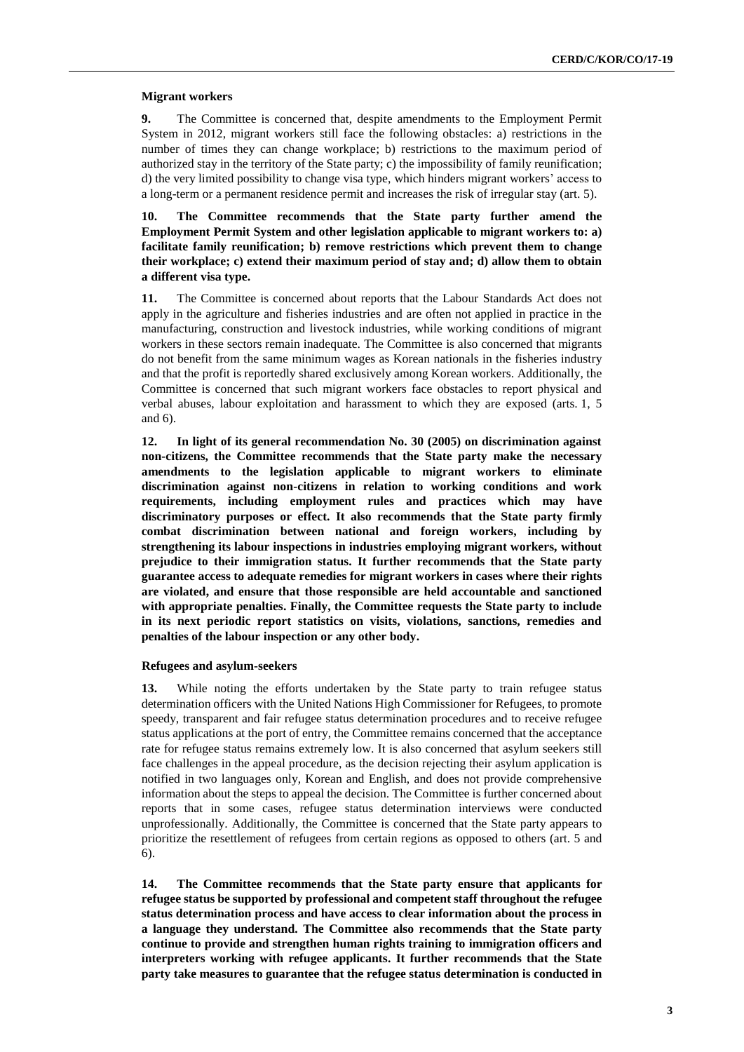### Migrant workers

**9.** The Committee is concerned that, despite amendments to the Employment Permit System in 2012, migrant workers still face the following obstacles: a) restrictions in the number of times they can change workplace; b) restrictions to the maximum period of authorized stay in the territory of the State party; c) the impossibility of family reunification; d) the very limited possibility to change visa type, which hinders migrant workers' access to a long-term or a permanent residence permit and increases the risk of irregular stay (art. 5).

**10. The Committee recommends that the State party further amend the Employment Permit System and other legislation applicable to migrant workers to: a) facilitate family reunification; b) remove restrictions which prevent them to change their workplace; c) extend their maximum period of stay and; d) allow them to obtain a different visa type.**

**11.** The Committee is concerned about reports that the Labour Standards Act does not apply in the agriculture and fisheries industries and are often not applied in practice in the manufacturing, construction and livestock industries, while working conditions of migrant workers in these sectors remain inadequate. The Committee is also concerned that migrants do not benefit from the same minimum wages as Korean nationals in the fisheries industry and that the profit is reportedly shared exclusively among Korean workers. Additionally, the Committee is concerned that such migrant workers face obstacles to report physical and verbal abuses, labour exploitation and harassment to which they are exposed (arts. 1, 5 and 6).

**12. In light of its general recommendation No. 30 (2005) on discrimination against non-citizens, the Committee recommends that the State party make the necessary amendments to the legislation applicable to migrant workers to eliminate discrimination against non-citizens in relation to working conditions and work requirements, including employment rules and practices which may have discriminatory purposes or effect. It also recommends that the State party firmly combat discrimination between national and foreign workers, including by strengthening its labour inspections in industries employing migrant workers, without prejudice to their immigration status. It further recommends that the State party guarantee access to adequate remedies for migrant workers in cases where their rights are violated, and ensure that those responsible are held accountable and sanctioned with appropriate penalties. Finally, the Committee requests the State party to include in its next periodic report statistics on visits, violations, sanctions, remedies and penalties of the labour inspection or any other body.**

### Refugees and asylum-seekers

**13.** While noting the efforts undertaken by the State party to train refugee status determination officers with the United Nations High Commissioner for Refugees, to promote speedy, transparent and fair refugee status determination procedures and to receive refugee status applications at the port of entry, the Committee remains concerned that the acceptance rate for refugee status remains extremely low. It is also concerned that asylum seekers still face challenges in the appeal procedure, as the decision rejecting their asylum application is notified in two languages only, Korean and English, and does not provide comprehensive information about the steps to appeal the decision. The Committee is further concerned about reports that in some cases, refugee status determination interviews were conducted unprofessionally. Additionally, the Committee is concerned that the State party appears to prioritize the resettlement of refugees from certain regions as opposed to others (art. 5 and 6).

**14. The Committee recommends that the State party ensure that applicants for refugee status be supported by professional and competent staff throughout the refugee status determination process and have access to clear information about the process in a language they understand. The Committee also recommends that the State party continue to provide and strengthen human rights training to immigration officers and interpreters working with refugee applicants. It further recommends that the State party take measures to guarantee that the refugee status determination is conducted in**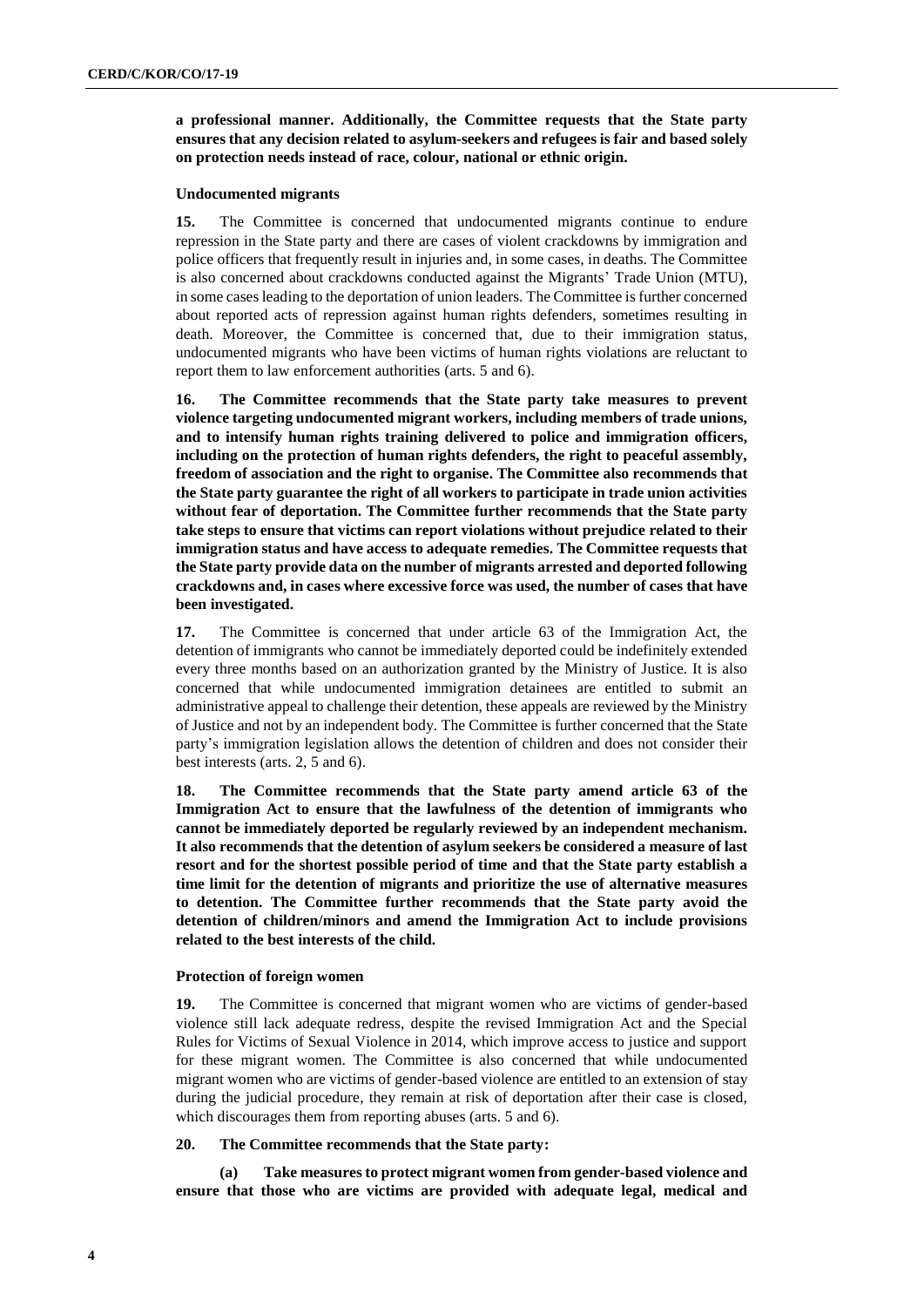**a professional manner. Additionally, the Committee requests that the State party ensures that any decision related to asylum-seekers and refugees is fair and based solely on protection needs instead of race, colour, national or ethnic origin.**

#### Undocumented migrants

**15.** The Committee is concerned that undocumented migrants continue to endure repression in the State party and there are cases of violent crackdowns by immigration and police officers that frequently result in injuries and, in some cases, in deaths. The Committee is also concerned about crackdowns conducted against the Migrants' Trade Union (MTU), in some cases leading to the deportation of union leaders. The Committee is further concerned about reported acts of repression against human rights defenders, sometimes resulting in death. Moreover, the Committee is concerned that, due to their immigration status, undocumented migrants who have been victims of human rights violations are reluctant to report them to law enforcement authorities (arts. 5 and 6).

**16. The Committee recommends that the State party take measures to prevent violence targeting undocumented migrant workers, including members of trade unions, and to intensify human rights training delivered to police and immigration officers, including on the protection of human rights defenders, the right to peaceful assembly, freedom of association and the right to organise. The Committee also recommends that the State party guarantee the right of all workers to participate in trade union activities without fear of deportation. The Committee further recommends that the State party take steps to ensure that victims can report violations without prejudice related to their immigration status and have access to adequate remedies. The Committee requests that the State party provide data on the number of migrants arrested and deported following crackdowns and, in cases where excessive force was used, the number of cases that have been investigated.**

**17.** The Committee is concerned that under article 63 of the Immigration Act, the detention of immigrants who cannot be immediately deported could be indefinitely extended every three months based on an authorization granted by the Ministry of Justice. It is also concerned that while undocumented immigration detainees are entitled to submit an administrative appeal to challenge their detention, these appeals are reviewed by the Ministry of Justice and not by an independent body. The Committee is further concerned that the State party's immigration legislation allows the detention of children and does not consider their best interests (arts. 2, 5 and 6).

**18. The Committee recommends that the State party amend article 63 of the Immigration Act to ensure that the lawfulness of the detention of immigrants who cannot be immediately deported be regularly reviewed by an independent mechanism. It also recommends that the detention of asylum seekers be considered a measure of last resort and for the shortest possible period of time and that the State party establish a time limit for the detention of migrants and prioritize the use of alternative measures to detention. The Committee further recommends that the State party avoid the detention of children/minors and amend the Immigration Act to include provisions related to the best interests of the child.**

#### Protection of foreign women

**19.** The Committee is concerned that migrant women who are victims of gender-based violence still lack adequate redress, despite the revised Immigration Act and the Special Rules for Victims of Sexual Violence in 2014, which improve access to justice and support for these migrant women. The Committee is also concerned that while undocumented migrant women who are victims of gender-based violence are entitled to an extension of stay during the judicial procedure, they remain at risk of deportation after their case is closed, which discourages them from reporting abuses (arts. 5 and 6).

**20. The Committee recommends that the State party:**

**(a) Take measures to protect migrant women from gender-based violence and ensure that those who are victims are provided with adequate legal, medical and**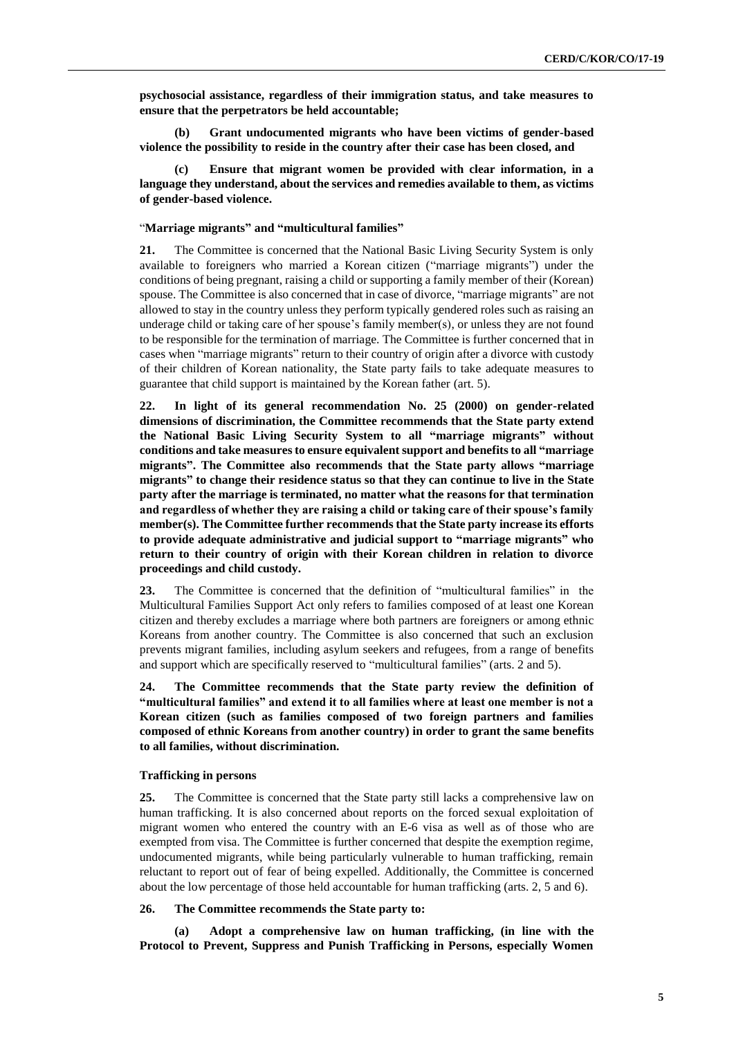**psychosocial assistance, regardless of their immigration status, and take measures to ensure that the perpetrators be held accountable;**

**(b) Grant undocumented migrants who have been victims of gender-based violence the possibility to reside in the country after their case has been closed, and**

**(c) Ensure that migrant women be provided with clear information, in a language they understand, about the services and remedies available to them, as victims of gender-based violence.**

### "Marriage migrants" and "multicultural families"

**21.** The Committee is concerned that the National Basic Living Security System is only available to foreigners who married a Korean citizen ("marriage migrants") under the conditions of being pregnant, raising a child or supporting a family member of their (Korean) spouse. The Committee is also concerned that in case of divorce, "marriage migrants" are not allowed to stay in the country unless they perform typically gendered roles such as raising an underage child or taking care of her spouse's family member(s), or unless they are not found to be responsible for the termination of marriage. The Committee is further concerned that in cases when "marriage migrants" return to their country of origin after a divorce with custody of their children of Korean nationality, the State party fails to take adequate measures to guarantee that child support is maintained by the Korean father (art. 5).

**22. In light of its general recommendation No. 25 (2000) on gender-related dimensions of discrimination, the Committee recommends that the State party extend the National Basic Living Security System to all "marriage migrants" without conditions and take measures to ensure equivalent support and benefits to all "marriage migrants". The Committee also recommends that the State party allows "marriage migrants" to change their residence status so that they can continue to live in the State party after the marriage is terminated, no matter what the reasons for that termination and regardless of whether they are raising a child or taking care of their spouse's family member(s). The Committee further recommends that the State party increase its efforts to provide adequate administrative and judicial support to "marriage migrants" who return to their country of origin with their Korean children in relation to divorce proceedings and child custody.**

**23.** The Committee is concerned that the definition of "multicultural families" in the Multicultural Families Support Act only refers to families composed of at least one Korean citizen and thereby excludes a marriage where both partners are foreigners or among ethnic Koreans from another country. The Committee is also concerned that such an exclusion prevents migrant families, including asylum seekers and refugees, from a range of benefits and support which are specifically reserved to "multicultural families" (arts. 2 and 5).

**24. The Committee recommends that the State party review the definition of "multicultural families" and extend it to all families where at least one member is not a Korean citizen (such as families composed of two foreign partners and families composed of ethnic Koreans from another country) in order to grant the same benefits to all families, without discrimination.**

### Trafficking in persons

**25.** The Committee is concerned that the State party still lacks a comprehensive law on human trafficking. It is also concerned about reports on the forced sexual exploitation of migrant women who entered the country with an E-6 visa as well as of those who are exempted from visa. The Committee is further concerned that despite the exemption regime, undocumented migrants, while being particularly vulnerable to human trafficking, remain reluctant to report out of fear of being expelled. Additionally, the Committee is concerned about the low percentage of those held accountable for human trafficking (arts. 2, 5 and 6).

**26. The Committee recommends the State party to:**

**(a) Adopt a comprehensive law on human trafficking, (in line with the Protocol to Prevent, Suppress and Punish Trafficking in Persons, especially Women**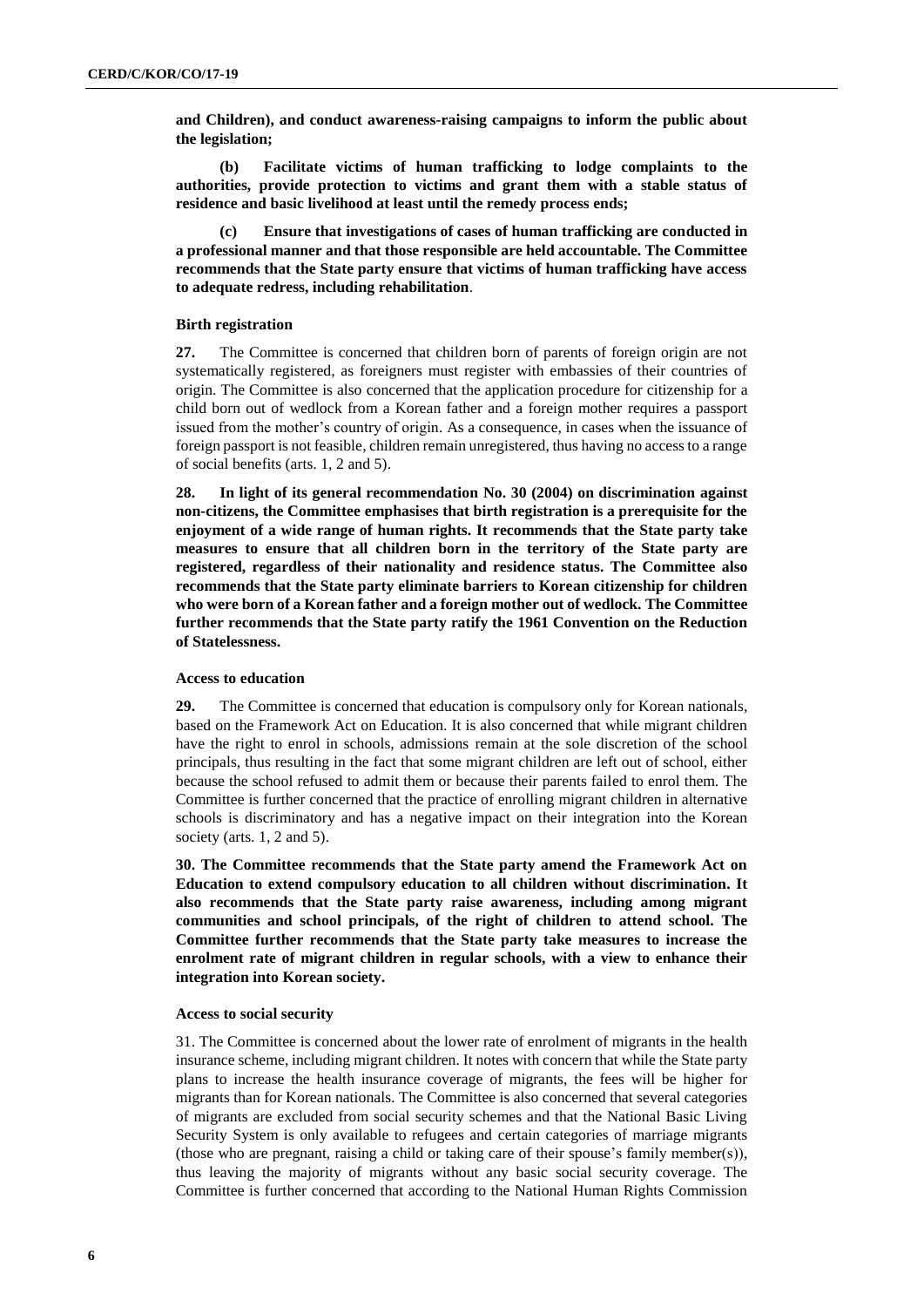**and Children), and conduct awareness-raising campaigns to inform the public about the legislation;**

**(b) Facilitate victims of human trafficking to lodge complaints to the authorities, provide protection to victims and grant them with a stable status of residence and basic livelihood at least until the remedy process ends;**

**(c) Ensure that investigations of cases of human trafficking are conducted in a professional manner and that those responsible are held accountable. The Committee recommends that the State party ensure that victims of human trafficking have access to adequate redress, including rehabilitation**.

### Birth registration

**27.** The Committee is concerned that children born of parents of foreign origin are not systematically registered, as foreigners must register with embassies of their countries of origin. The Committee is also concerned that the application procedure for citizenship for a child born out of wedlock from a Korean father and a foreign mother requires a passport issued from the mother's country of origin. As a consequence, in cases when the issuance of foreign passport is not feasible, children remain unregistered, thus having no access to a range of social benefits (arts. 1, 2 and 5).

**28. In light of its general recommendation No. 30 (2004) on discrimination against non-citizens, the Committee emphasises that birth registration is a prerequisite for the enjoyment of a wide range of human rights. It recommends that the State party take measures to ensure that all children born in the territory of the State party are registered, regardless of their nationality and residence status. The Committee also recommends that the State party eliminate barriers to Korean citizenship for children who were born of a Korean father and a foreign mother out of wedlock. The Committee further recommends that the State party ratify the 1961 Convention on the Reduction of Statelessness.**

### Access to education

**29.** The Committee is concerned that education is compulsory only for Korean nationals, based on the Framework Act on Education. It is also concerned that while migrant children have the right to enrol in schools, admissions remain at the sole discretion of the school principals, thus resulting in the fact that some migrant children are left out of school, either because the school refused to admit them or because their parents failed to enrol them. The Committee is further concerned that the practice of enrolling migrant children in alternative schools is discriminatory and has a negative impact on their integration into the Korean society (arts. 1, 2 and 5).

**30. The Committee recommends that the State party amend the Framework Act on Education to extend compulsory education to all children without discrimination. It also recommends that the State party raise awareness, including among migrant communities and school principals, of the right of children to attend school. The Committee further recommends that the State party take measures to increase the enrolment rate of migrant children in regular schools, with a view to enhance their integration into Korean society.**

### Access to social security

31. The Committee is concerned about the lower rate of enrolment of migrants in the health insurance scheme, including migrant children. It notes with concern that while the State party plans to increase the health insurance coverage of migrants, the fees will be higher for migrants than for Korean nationals. The Committee is also concerned that several categories of migrants are excluded from social security schemes and that the National Basic Living Security System is only available to refugees and certain categories of marriage migrants (those who are pregnant, raising a child or taking care of their spouse's family member(s)), thus leaving the majority of migrants without any basic social security coverage. The Committee is further concerned that according to the National Human Rights Commission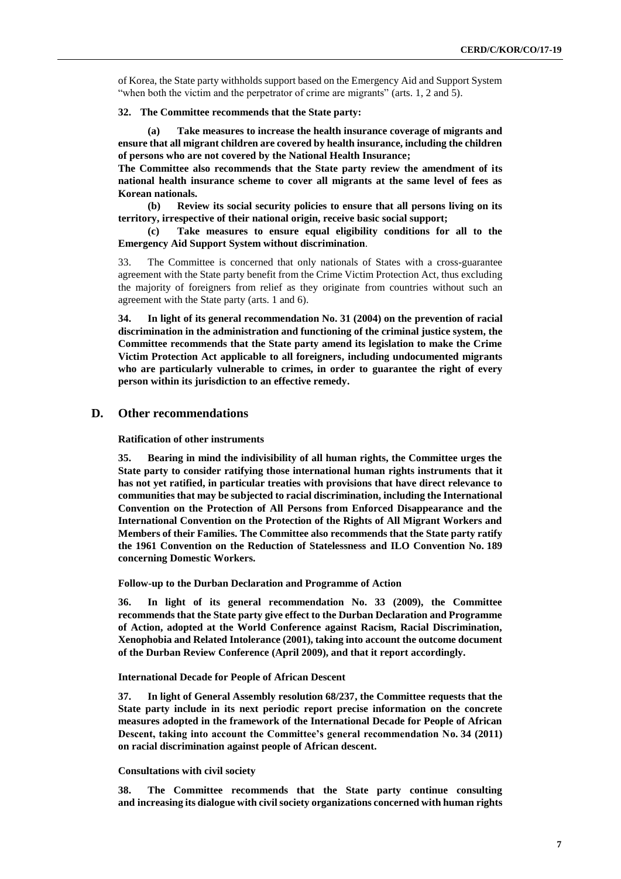of Korea, the State party withholds support based on the Emergency Aid and Support System "when both the victim and the perpetrator of crime are migrants" (arts. 1, 2 and 5).

**32. The Committee recommends that the State party:**

**(a) Take measures to increase the health insurance coverage of migrants and ensure that all migrant children are covered by health insurance, including the children of persons who are not covered by the National Health Insurance;**

**The Committee also recommends that the State party review the amendment of its national health insurance scheme to cover all migrants at the same level of fees as Korean nationals.**

**(b) Review its social security policies to ensure that all persons living on its territory, irrespective of their national origin, receive basic social support;**

**(c) Take measures to ensure equal eligibility conditions for all to the Emergency Aid Support System without discrimination**.

33. The Committee is concerned that only nationals of States with a cross-guarantee agreement with the State party benefit from the Crime Victim Protection Act, thus excluding the majority of foreigners from relief as they originate from countries without such an agreement with the State party (arts. 1 and 6).

**34. In light of its general recommendation No. 31 (2004) on the prevention of racial discrimination in the administration and functioning of the criminal justice system, the Committee recommends that the State party amend its legislation to make the Crime Victim Protection Act applicable to all foreigners, including undocumented migrants who are particularly vulnerable to crimes, in order to guarantee the right of every person within its jurisdiction to an effective remedy.**

## D. Other recommendations

**Ratification of other instruments**

**35. Bearing in mind the indivisibility of all human rights, the Committee urges the State party to consider ratifying those international human rights instruments that it has not yet ratified, in particular treaties with provisions that have direct relevance to communities that may be subjected to racial discrimination, including the International Convention on the Protection of All Persons from Enforced Disappearance and the International Convention on the Protection of the Rights of All Migrant Workers and Members of their Families. The Committee also recommends that the State party ratify the 1961 Convention on the Reduction of Statelessness and ILO Convention No. 189 concerning Domestic Workers.**

**Follow-up to the Durban Declaration and Programme of Action**

**36. In light of its general recommendation No. 33 (2009), the Committee recommends that the State party give effect to the Durban Declaration and Programme of Action, adopted at the World Conference against Racism, Racial Discrimination, Xenophobia and Related Intolerance (2001), taking into account the outcome document of the Durban Review Conference (April 2009), and that it report accordingly.**

**International Decade for People of African Descent**

**37. In light of General Assembly resolution 68/237, the Committee requests that the State party include in its next periodic report precise information on the concrete measures adopted in the framework of the International Decade for People of African Descent, taking into account the Committee's general recommendation No. 34 (2011) on racial discrimination against people of African descent.**

**Consultations with civil society**

**38. The Committee recommends that the State party continue consulting and increasing its dialogue with civil society organizations concerned with human rights**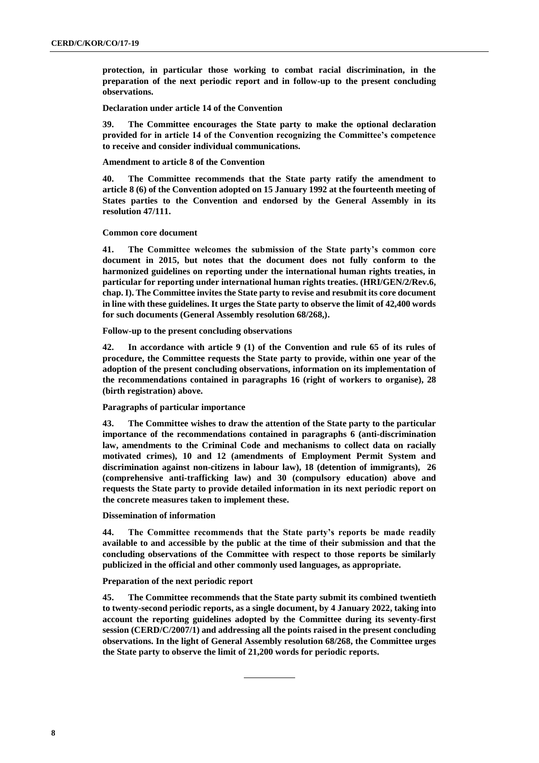**protection, in particular those working to combat racial discrimination, in the preparation of the next periodic report and in follow-up to the present concluding observations.**

**Declaration under article 14 of the Convention**

**39. The Committee encourages the State party to make the optional declaration provided for in article 14 of the Convention recognizing the Committee's competence to receive and consider individual communications.**

**Amendment to article 8 of the Convention**

**40. The Committee recommends that the State party ratify the amendment to article 8 (6) of the Convention adopted on 15 January 1992 at the fourteenth meeting of States parties to the Convention and endorsed by the General Assembly in its resolution 47/111.**

**Common core document**

**41. The Committee welcomes the submission of the State party's common core document in 2015, but notes that the document does not fully conform to the harmonized guidelines on reporting under the international human rights treaties, in particular for reporting under international human rights treaties. (HRI/GEN/2/Rev.6, chap. I). The Committee invites the State party to revise and resubmit its core document in line with these guidelines. It urges the State party to observe the limit of 42,400 words for such documents (General Assembly resolution 68/268,).**

**Follow-up to the present concluding observations**

**42. In accordance with article 9 (1) of the Convention and rule 65 of its rules of procedure, the Committee requests the State party to provide, within one year of the adoption of the present concluding observations, information on its implementation of the recommendations contained in paragraphs 16 (right of workers to organise), 28 (birth registration) above.**

**Paragraphs of particular importance**

**43. The Committee wishes to draw the attention of the State party to the particular importance of the recommendations contained in paragraphs 6 (anti-discrimination law, amendments to the Criminal Code and mechanisms to collect data on racially motivated crimes), 10 and 12 (amendments of Employment Permit System and discrimination against non-citizens in labour law), 18 (detention of immigrants), 26 (comprehensive anti-trafficking law) and 30 (compulsory education) above and requests the State party to provide detailed information in its next periodic report on the concrete measures taken to implement these.**

**Dissemination of information**

**44. The Committee recommends that the State party's reports be made readily available to and accessible by the public at the time of their submission and that the concluding observations of the Committee with respect to those reports be similarly publicized in the official and other commonly used languages, as appropriate.**

**Preparation of the next periodic report**

**45. The Committee recommends that the State party submit its combined twentieth to twenty-second periodic reports, as a single document, by 4 January 2022, taking into account the reporting guidelines adopted by the Committee during its seventy-first session (CERD/C/2007/1) and addressing all the points raised in the present concluding observations. In the light of General Assembly resolution 68/268, the Committee urges the State party to observe the limit of 21,200 words for periodic reports.**